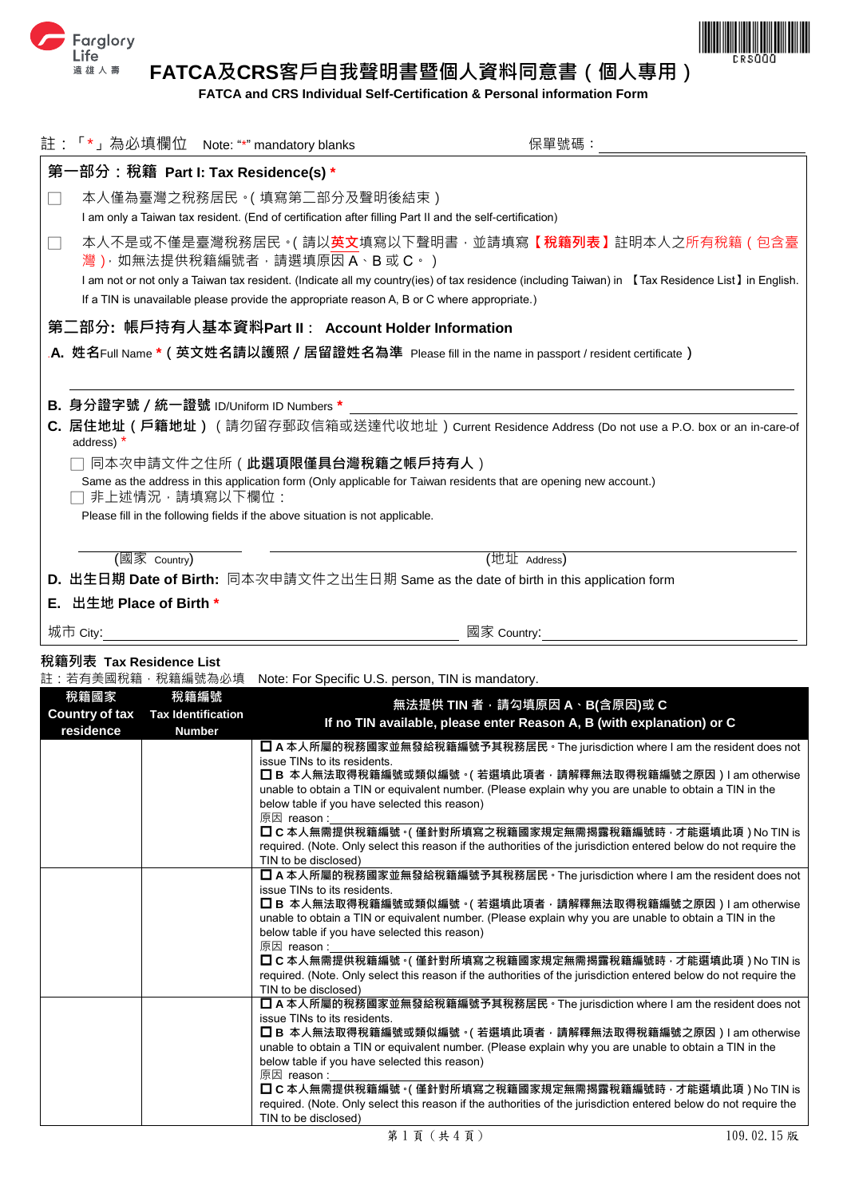Farglory Life 遠雄人壽

CRS000

# FATCA及CRS客戶自我聲明書暨個人資料同意書（個人專用）

**FATCA and CRS Individual Self-Certification & Personal information Form**

註：「*」為必填欄位 Note: "*" mandatory blanks　　　　保單號碼：

## 第一部分：稅籍 Part I: Tax Residence(s) *

☐ 本人僅為臺灣之稅務居民。(填寫第二部分及聲明後結束)
I am only a Taiwan tax resident. (End of certification after filling Part II and the self-certification)

☐ 本人不是或不僅是臺灣稅務居民。(請以**英文**填寫以下聲明書，並請填寫**【稅籍列表】**註明本人之所有稅籍(包含臺灣)，如無法提供稅籍編號者，請選填原因 A、B 或 C。)
I am not or not only a Taiwan tax resident. (Indicate all my country(ies) of tax residence (including Taiwan) in 【Tax Residence List】in English. If a TIN is unavailable please provide the appropriate reason A, B or C where appropriate.)

## 第二部分: 帳戶持有人基本資料Part II： Account Holder Information

**A. 姓名**Full Name *（**英文姓名請以護照／居留證姓名為準** Please fill in the name in passport / resident certificate）

**B. 身分證字號／統一證號** ID/Uniform ID Numbers *

**C. 居住地址（戶籍地址）**（請勿留存郵政信箱或送達代收地址）Current Residence Address (Do not use a P.O. box or an in-care-of address) *

☐ 同本次申請文件之住所（**此選項限僅具台灣稅籍之帳戶持有人**）
Same as the address in this application form (Only applicable for Taiwan residents that are opening new account.)

☐ 非上述情況，請填寫以下欄位：
Please fill in the following fields if the above situation is not applicable.

(國家 Country)　　　　(地址 Address)

**D. 出生日期 Date of Birth:** 同本次申請文件之出生日期 Same as the date of birth in this application form

**E. 出生地 Place of Birth** *

城市 City:　　　　國家 Country:

**稅籍列表 Tax Residence List**

註：若有美國稅籍，稅籍編號為必填　Note: For Specific U.S. person, TIN is mandatory.

| 稅籍國家 Country of tax residence | 稅籍編號 Tax Identification Number | 無法提供 TIN 者，請勾填原因 A、B(含原因)或 C If no TIN available, please enter Reason A, B (with explanation) or C |
|---|---|---|
| | | ☐ **A 本人所屬的稅務國家並無發給稅籍編號予其稅務居民。** The jurisdiction where I am the resident does not issue TINs to its residents.<br>☐ **B 本人無法取得稅籍編號或類似編號。(若選填此項者，請解釋無法取得稅籍編號之原因)** I am otherwise unable to obtain a TIN or equivalent number. (Please explain why you are unable to obtain a TIN in the below table if you have selected this reason)<br>原因 reason：<br>☐ **C 本人無需提供稅籍編號。(僅針對所填寫之稅籍國家規定無需揭露稅籍編號時，才能選填此項)** No TIN is required. (Note. Only select this reason if the authorities of the jurisdiction entered below do not require the TIN to be disclosed) |
| | | ☐ **A 本人所屬的稅務國家並無發給稅籍編號予其稅務居民。** The jurisdiction where I am the resident does not issue TINs to its residents.<br>☐ **B 本人無法取得稅籍編號或類似編號。(若選填此項者，請解釋無法取得稅籍編號之原因)** I am otherwise unable to obtain a TIN or equivalent number. (Please explain why you are unable to obtain a TIN in the below table if you have selected this reason)<br>原因 reason：<br>☐ **C 本人無需提供稅籍編號。(僅針對所填寫之稅籍國家規定無需揭露稅籍編號時，才能選填此項)** No TIN is required. (Note. Only select this reason if the authorities of the jurisdiction entered below do not require the TIN to be disclosed) |
| | | ☐ **A 本人所屬的稅務國家並無發給稅籍編號予其稅務居民。** The jurisdiction where I am the resident does not issue TINs to its residents.<br>☐ **B 本人無法取得稅籍編號或類似編號。(若選填此項者，請解釋無法取得稅籍編號之原因)** I am otherwise unable to obtain a TIN or equivalent number. (Please explain why you are unable to obtain a TIN in the below table if you have selected this reason)<br>原因 reason：<br>☐ **C 本人無需提供稅籍編號。(僅針對所填寫之稅籍國家規定無需揭露稅籍編號時，才能選填此項)** No TIN is required. (Note. Only select this reason if the authorities of the jurisdiction entered below do not require the TIN to be disclosed) |

109.02.15 版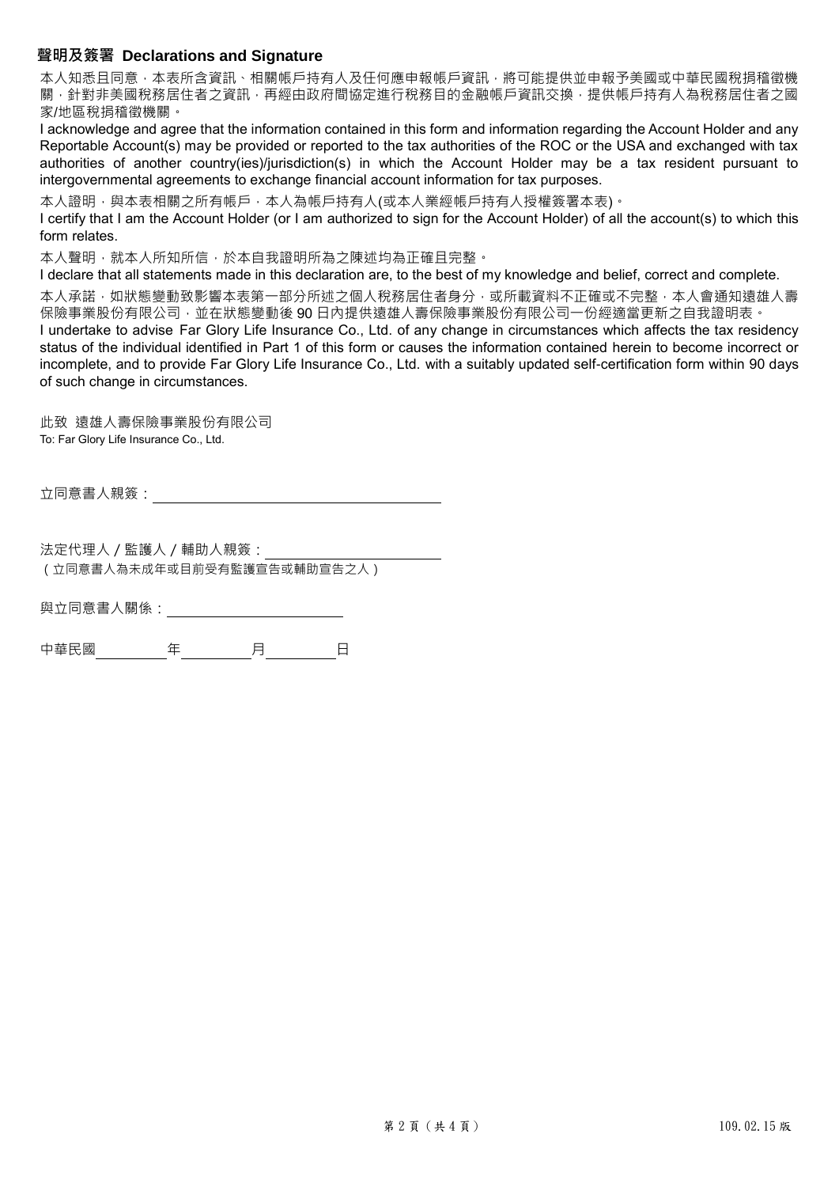## 聲明及簽署 Declarations and Signature

本人知悉且同意，本表所含資訊、相關帳戶持有人及任何應申報帳戶資訊，將可能提供並申報予美國或中華民國稅捐稽徵機關，針對非美國稅務居住者之資訊，再經由政府間協定進行稅務目的金融帳戶資訊交換，提供帳戶持有人為稅務居住者之國家/地區稅捐稽徵機關。

I acknowledge and agree that the information contained in this form and information regarding the Account Holder and any Reportable Account(s) may be provided or reported to the tax authorities of the ROC or the USA and exchanged with tax authorities of another country(ies)/jurisdiction(s) in which the Account Holder may be a tax resident pursuant to intergovernmental agreements to exchange financial account information for tax purposes.

本人證明，與本表相關之所有帳戶，本人為帳戶持有人(或本人業經帳戶持有人授權簽署本表)。

I certify that I am the Account Holder (or I am authorized to sign for the Account Holder) of all the account(s) to which this form relates.

本人聲明，就本人所知所信，於本自我證明所為之陳述均為正確且完整。

I declare that all statements made in this declaration are, to the best of my knowledge and belief, correct and complete.

本人承諾，如狀態變動致影響本表第一部分所述之個人稅務居住者身分，或所載資料不正確或不完整，本人會通知遠雄人壽保險事業股份有限公司，並在狀態變動後 90 日內提供遠雄人壽保險事業股份有限公司一份經適當更新之自我證明表。

I undertake to advise Far Glory Life Insurance Co., Ltd. of any change in circumstances which affects the tax residency status of the individual identified in Part 1 of this form or causes the information contained herein to become incorrect or incomplete, and to provide Far Glory Life Insurance Co., Ltd. with a suitably updated self-certification form within 90 days of such change in circumstances.

此致 遠雄人壽保險事業股份有限公司

To: Far Glory Life Insurance Co., Ltd.

立同意書人親簽：＿＿＿＿＿＿＿＿＿＿＿＿＿＿＿＿＿＿

法定代理人 / 監護人 / 輔助人親簽：＿＿＿＿＿＿＿＿＿＿＿

(立同意書人為未成年或目前受有監護宣告或輔助宣告之人)

與立同意書人關係：＿＿＿＿＿＿＿＿＿＿＿

中華民國＿＿＿＿年＿＿＿＿月＿＿＿＿日

109.02.15 版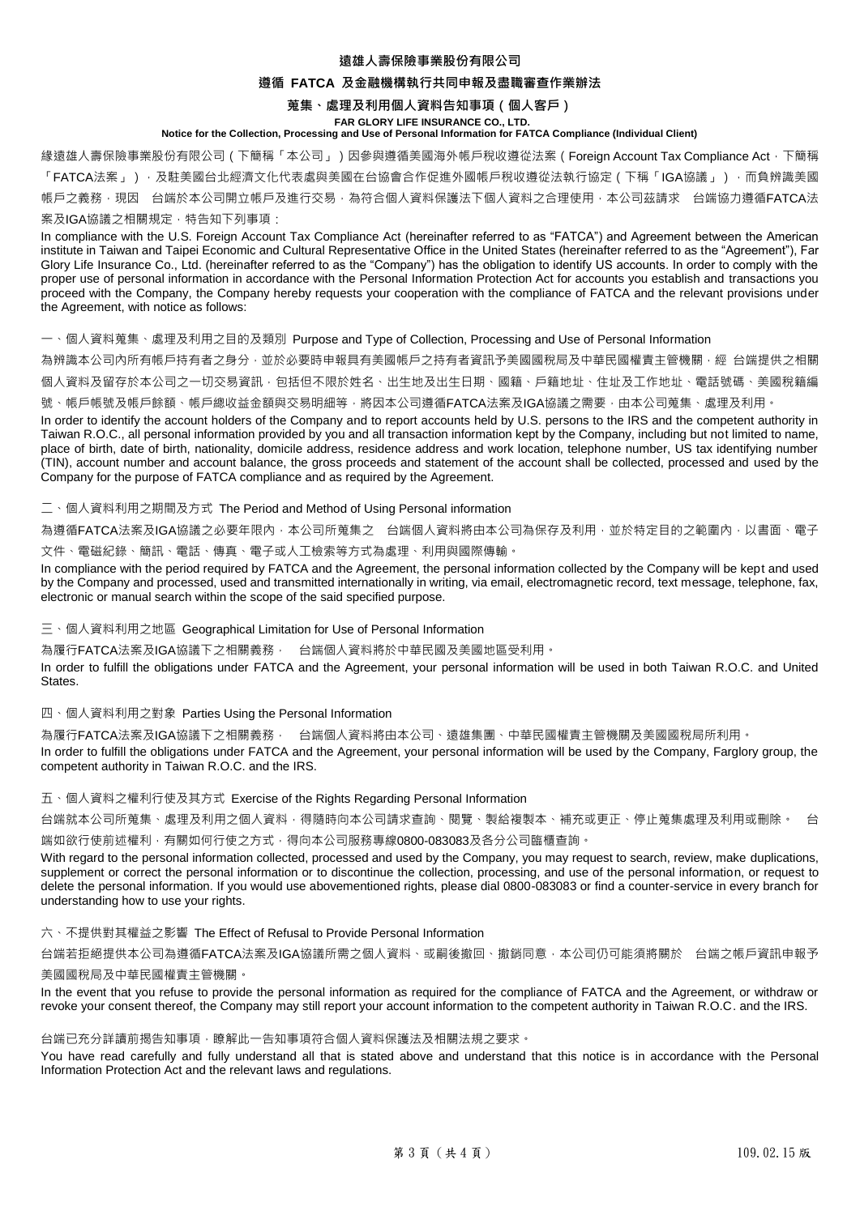# 遠雄人壽保險事業股份有限公司

## 遵循 FATCA 及金融機構執行共同申報及盡職審查作業辦法

## 蒐集、處理及利用個人資料告知事項（個人客戶）

**FAR GLORY LIFE INSURANCE CO., LTD.**

**Notice for the Collection, Processing and Use of Personal Information for FATCA Compliance (Individual Client)**

緣遠雄人壽保險事業股份有限公司（下簡稱「本公司」）因參與遵循美國海外帳戶稅收遵從法案（Foreign Account Tax Compliance Act，下簡稱「FATCA法案」），及駐美國台北經濟文化代表處與美國在台協會合作促進外國帳戶稅收遵從法執行協定（下稱「IGA協議」），而負辨識美國帳戶之義務，現因　台端於本公司開立帳戶及進行交易，為符合個人資料保護法下個人資料之合理使用，本公司茲請求　台端協力遵循FATCA法案及IGA協議之相關規定，特告知下列事項：

In compliance with the U.S. Foreign Account Tax Compliance Act (hereinafter referred to as "FATCA") and Agreement between the American institute in Taiwan and Taipei Economic and Cultural Representative Office in the United States (hereinafter referred to as the "Agreement"), Far Glory Life Insurance Co., Ltd. (hereinafter referred to as the "Company") has the obligation to identify US accounts. In order to comply with the proper use of personal information in accordance with the Personal Information Protection Act for accounts you establish and transactions you proceed with the Company, the Company hereby requests your cooperation with the compliance of FATCA and the relevant provisions under the Agreement, with notice as follows:

一、個人資料蒐集、處理及利用之目的及類別 Purpose and Type of Collection, Processing and Use of Personal Information

為辨識本公司內所有帳戶持有者之身分，並於必要時申報具有美國帳戶之持有者資訊予美國國稅局及中華民國權責主管機關，經 台端提供之相關個人資料及留存於本公司之一切交易資訊，包括但不限於姓名、出生地及出生日期、國籍、戶籍地址、住址及工作地址、電話號碼、美國稅籍編號、帳戶帳號及帳戶餘額、帳戶總收益金額與交易明細等，將因本公司遵循FATCA法案及IGA協議之需要，由本公司蒐集、處理及利用。

In order to identify the account holders of the Company and to report accounts held by U.S. persons to the IRS and the competent authority in Taiwan R.O.C., all personal information provided by you and all transaction information kept by the Company, including but not limited to name, place of birth, date of birth, nationality, domicile address, residence address and work location, telephone number, US tax identifying number (TIN), account number and account balance, the gross proceeds and statement of the account shall be collected, processed and used by the Company for the purpose of FATCA compliance and as required by the Agreement.

二、個人資料利用之期間及方式 The Period and Method of Using Personal information

為遵循FATCA法案及IGA協議之必要年限內，本公司所蒐集之　台端個人資料將由本公司為保存及利用，並於特定目的之範圍內，以書面、電子文件、電磁紀錄、簡訊、電話、傳真、電子或人工檢索等方式為處理、利用與國際傳輸。

In compliance with the period required by FATCA and the Agreement, the personal information collected by the Company will be kept and used by the Company and processed, used and transmitted internationally in writing, via email, electromagnetic record, text message, telephone, fax, electronic or manual search within the scope of the said specified purpose.

三、個人資料利用之地區 Geographical Limitation for Use of Personal Information

為履行FATCA法案及IGA協議下之相關義務，　台端個人資料將於中華民國及美國地區受利用。

In order to fulfill the obligations under FATCA and the Agreement, your personal information will be used in both Taiwan R.O.C. and United States.

四、個人資料利用之對象 Parties Using the Personal Information

為履行FATCA法案及IGA協議下之相關義務，　台端個人資料將由本公司、遠雄集團、中華民國權責主管機關及美國國稅局所利用。

In order to fulfill the obligations under FATCA and the Agreement, your personal information will be used by the Company, Farglory group, the competent authority in Taiwan R.O.C. and the IRS.

五、個人資料之權利行使及其方式 Exercise of the Rights Regarding Personal Information

台端就本公司所蒐集、處理及利用之個人資料，得隨時向本公司請求查詢、閱覽、製給複製本、補充或更正、停止蒐集處理及利用或刪除。　台端如欲行使前述權利，有關如何行使之方式，得向本公司服務專線0800-083083及各分公司臨櫃查詢。

With regard to the personal information collected, processed and used by the Company, you may request to search, review, make duplications, supplement or correct the personal information or to discontinue the collection, processing, and use of the personal information, or request to delete the personal information. If you would use abovementioned rights, please dial 0800-083083 or find a counter-service in every branch for understanding how to use your rights.

六、不提供對其權益之影響 The Effect of Refusal to Provide Personal Information

台端若拒絕提供本公司為遵循FATCA法案及IGA協議所需之個人資料、或嗣後撤回、撤銷同意，本公司仍可能須將關於　台端之帳戶資訊申報予美國國稅局及中華民國權責主管機關。

In the event that you refuse to provide the personal information as required for the compliance of FATCA and the Agreement, or withdraw or revoke your consent thereof, the Company may still report your account information to the competent authority in Taiwan R.O.C. and the IRS.

台端已充分詳讀前揭告知事項，瞭解此一告知事項符合個人資料保護法及相關法規之要求。

You have read carefully and fully understand all that is stated above and understand that this notice is in accordance with the Personal Information Protection Act and the relevant laws and regulations.

109.02.15 版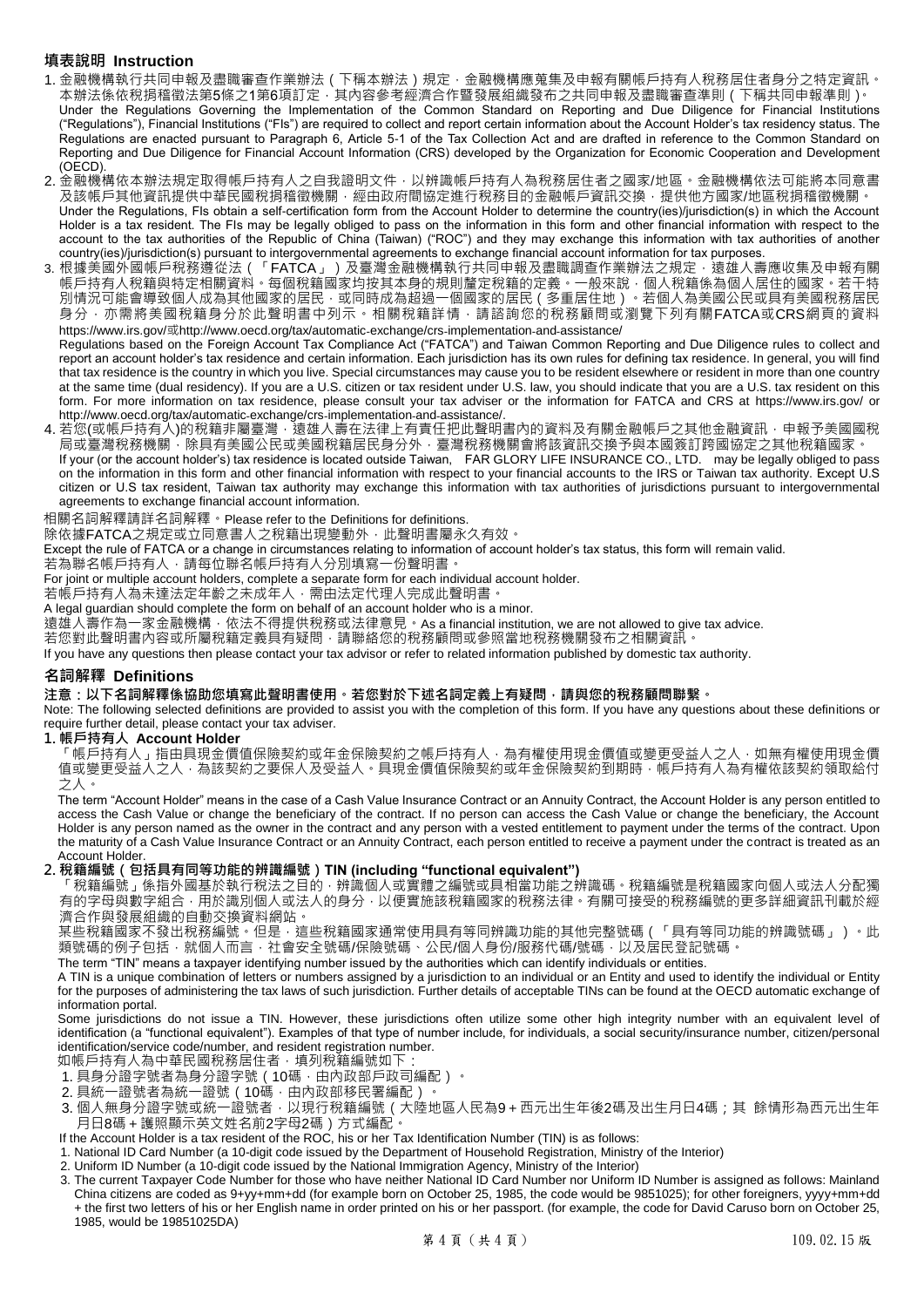## 填表說明 Instruction

1. 金融機構執行共同申報及盡職審查作業辦法（下稱本辦法）規定，金融機構應蒐集及申報有關帳戶持有人稅務居住者身分之特定資訊。本辦法係依稅捐稽徵法第5條之1第6項訂定，其內容參考經濟合作暨發展組織發布之共同申報及盡職審查準則（下稱共同申報準則）。
   Under the Regulations Governing the Implementation of the Common Standard on Reporting and Due Diligence for Financial Institutions ("Regulations"), Financial Institutions ("FIs") are required to collect and report certain information about the Account Holder's tax residency status. The Regulations are enacted pursuant to Paragraph 6, Article 5-1 of the Tax Collection Act and are drafted in reference to the Common Standard on Reporting and Due Diligence for Financial Account Information (CRS) developed by the Organization for Economic Cooperation and Development (OECD).
2. 金融機構依本辦法規定取得帳戶持有人之自我證明文件，以辨識帳戶持有人為稅務居住者之國家/地區。金融機構依法可能將本同意書及該帳戶其他資訊提供中華民國稅捐稽徵機關，經由政府間協定進行稅務目的金融帳戶資訊交換，提供他方國家/地區稅捐稽徵機關。
   Under the Regulations, FIs obtain a self-certification form from the Account Holder to determine the country(ies)/jurisdiction(s) in which the Account Holder is a tax resident. The FIs may be legally obliged to pass on the information in this form and other financial information with respect to the account to the tax authorities of the Republic of China (Taiwan) ("ROC") and they may exchange this information with tax authorities of another country(ies)/jurisdiction(s) pursuant to intergovernmental agreements to exchange financial account information for tax purposes.
3. 根據美國外國帳戶稅務遵從法（「FATCA」）及臺灣金融機構執行共同申報及盡職調查作業辦法之規定，遠雄人壽應收集及申報有關帳戶持有人稅籍與特定相關資料。每個稅籍國家均按其本身的規則釐定稅籍的定義。一般來說，個人稅籍係為個人居住的國家。若干特別情況可能會導致個人成為其他國家的居民，或同時成為超過一個國家的居民（多重居住地）。若個人為美國公民或具有美國稅務居民身分，亦需將美國稅籍身分於此聲明書中列示。相關稅籍詳情，請諮詢您的稅務顧問或瀏覽下列有關FATCA或CRS網頁的資料 https://www.irs.gov/或http://www.oecd.org/tax/automatic-exchange/crs-implementation-and-assistance/
   Regulations based on the Foreign Account Tax Compliance Act ("FATCA") and Taiwan Common Reporting and Due Diligence rules to collect and report an account holder's tax residence and certain information. Each jurisdiction has its own rules for defining tax residence. In general, you will find that tax residence is the country in which you live. Special circumstances may cause you to be resident elsewhere or resident in more than one country at the same time (dual residency). If you are a U.S. citizen or tax resident under U.S. law, you should indicate that you are a U.S. tax resident on this form. For more information on tax residence, please consult your tax adviser or the information for FATCA and CRS at https://www.irs.gov/ or http://www.oecd.org/tax/automatic-exchange/crs-implementation-and-assistance/.
4. 若您(或帳戶持有人)的稅籍非屬臺灣，遠雄人壽在法律上有責任把此聲明書內的資料及有關金融帳戶之其他金融資訊，申報予美國國稅局或臺灣稅務機關，除具有美國公民或美國稅籍居民身分外，臺灣稅務機關會將該資訊交換予與本國簽訂跨國協定之其他稅籍國家。
   If your (or the account holder's) tax residence is located outside Taiwan, FAR GLORY LIFE INSURANCE CO., LTD. may be legally obliged to pass on the information in this form and other financial information with respect to your financial accounts to the IRS or Taiwan tax authority. Except U.S citizen or U.S tax resident, Taiwan tax authority may exchange this information with tax authorities of jurisdictions pursuant to intergovernmental agreements to exchange financial account information.

相關名詞解釋請詳名詞解釋。Please refer to the Definitions for definitions.

除依據FATCA之規定或立同意書人之稅籍出現變動外，此聲明書屬永久有效。

Except the rule of FATCA or a change in circumstances relating to information of account holder's tax status, this form will remain valid.

若為聯名帳戶持有人，請每位聯名帳戶持有人分別填寫一份聲明書。

For joint or multiple account holders, complete a separate form for each individual account holder.

若帳戶持有人為未達法定年齡之未成年人，需由法定代理人完成此聲明書。

A legal guardian should complete the form on behalf of an account holder who is a minor.

遠雄人壽作為一家金融機構，依法不得提供稅務或法律意見。As a financial institution, we are not allowed to give tax advice.

若您對此聲明書內容或所屬稅籍定義具有疑問，請聯絡您的稅務顧問或參照當地稅務機關發布之相關資訊。

If you have any questions then please contact your tax advisor or refer to related information published by domestic tax authority.

## 名詞解釋 Definitions

**注意：以下名詞解釋係協助您填寫此聲明書使用。若您對於下述名詞定義上有疑問，請與您的稅務顧問聯繫。**

Note: The following selected definitions are provided to assist you with the completion of this form. If you have any questions about these definitions or require further detail, please contact your tax adviser.

### 1. 帳戶持有人 Account Holder

「帳戶持有人」指由具現金價值保險契約或年金保險契約之帳戶持有人，為有權使用現金價值或變更受益人之人，如無有權使用現金價值或變更受益人之人，為該契約之要保人及受益人。具現金價值保險契約或年金保險契約到期時，帳戶持有人為有權依該契約領取給付之人。

The term "Account Holder" means in the case of a Cash Value Insurance Contract or an Annuity Contract, the Account Holder is any person entitled to access the Cash Value or change the beneficiary of the contract. If no person can access the Cash Value or change the beneficiary, the Account Holder is any person named as the owner in the contract and any person with a vested entitlement to payment under the terms of the contract. Upon the maturity of a Cash Value Insurance Contract or an Annuity Contract, each person entitled to receive a payment under the contract is treated as an Account Holder.

### 2. 稅籍編號（包括具有同等功能的辨識編號）TIN (including "functional equivalent")

「稅籍編號」係指外國基於執行稅法之目的，辨識個人或實體之編號或具相當功能之辨識碼。稅籍編號是稅籍國家向個人或法人分配獨有的字母與數字組合，用於識別個人或法人的身分，以便實施該稅籍國家的稅務法律。有關可接受的稅務編號的更多詳細資訊刊載於經濟合作與發展組織的自動交換資料網站。

某些稅籍國家不發出稅務編號。但是，這些稅籍國家通常使用具有等同辨識功能的其他完整號碼（「具有等同功能的辨識號碼」）。此類號碼的例子包括，就個人而言，社會安全號碼/保險號碼、公民/個人身份/服務代碼/號碼，以及居民登記號碼。

The term "TIN" means a taxpayer identifying number issued by the authorities which can identify individuals or entities.

A TIN is a unique combination of letters or numbers assigned by a jurisdiction to an individual or an Entity and used to identify the individual or Entity for the purposes of administering the tax laws of such jurisdiction. Further details of acceptable TINs can be found at the OECD automatic exchange of information portal.

Some jurisdictions do not issue a TIN. However, these jurisdictions often utilize some other high integrity number with an equivalent level of identification (a "functional equivalent"). Examples of that type of number include, for individuals, a social security/insurance number, citizen/personal identification/service code/number, and resident registration number.

如帳戶持有人為中華民國稅務居住者，填列稅籍編號如下：

1. 具身分證字號者為身分證字號（10碼，由內政部戶政司編配）。
2. 具統一證號者為統一證號（10碼，由內政部移民署編配）。
3. 個人無身分證字號或統一證號者，以現行稅籍編號（大陸地區人民為9＋西元出生年後2碼及出生月日4碼；其 餘情形為西元出生年月日8碼＋護照顯示英文姓名前2字母2碼）方式編配。

If the Account Holder is a tax resident of the ROC, his or her Tax Identification Number (TIN) is as follows:

1. National ID Card Number (a 10-digit code issued by the Department of Household Registration, Ministry of the Interior)
2. Uniform ID Number (a 10-digit code issued by the National Immigration Agency, Ministry of the Interior)
3. The current Taxpayer Code Number for those who have neither National ID Card Number nor Uniform ID Number is assigned as follows: Mainland China citizens are coded as 9+yy+mm+dd (for example born on October 25, 1985, the code would be 9851025); for other foreigners, yyyy+mm+dd + the first two letters of his or her English name in order printed on his or her passport. (for example, the code for David Caruso born on October 25, 1985, would be 19851025DA)

109.02.15 版